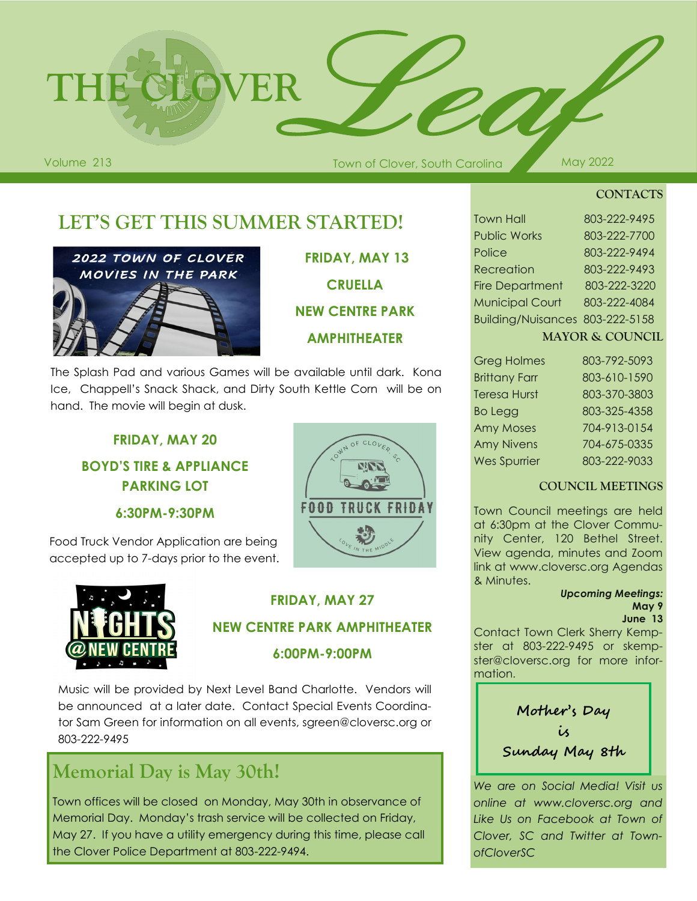# THE CLOVER Leaf

Volume 213 — Town of Clover, South Carolina — May 2022

## LET'S GET THIS SUMMER STARTED!

2022 TOWN OF CLOVER MOVIES IN THE PARK

**FRIDAY, MAY 13**

**CRUELLA**

**NEW CENTRE PARK AMPHITHEATER**

The Splash Pad and various Games will be available until dark. Kona Ice, Chappell's Snack Shack, and Dirty South Kettle Corn will be on hand. The movie will begin at dusk.

**FRIDAY, MAY 20**

**BOYD'S TIRE & APPLIANCE PARKING LOT**

**6:30PM-9:30PM**

FOOD TRUCK FRIDAY

Food Truck Vendor Application are being accepted up to 7-days prior to the event.

NIGHTS @ NEW CENTRE

**FRIDAY, MAY 27**

**NEW CENTRE PARK AMPHITHEATER**

**6:00PM-9:00PM**

Music will be provided by Next Level Band Charlotte. Vendors will be announced at a later date. Contact Special Events Coordinator Sam Green for information on all events, sgreen@cloversc.org or 803-222-9495

## Memorial Day is May 30th!

Town offices will be closed on Monday, May 30th in observance of Memorial Day. Monday's trash service will be collected on Friday, May 27. If you have a utility emergency during this time, please call the Clover Police Department at 803-222-9494.

### CONTACTS

| | |
|---|---|
| Town Hall | 803-222-9495 |
| Public Works | 803-222-7700 |
| Police | 803-222-9494 |
| Recreation | 803-222-9493 |
| Fire Department | 803-222-3220 |
| Municipal Court | 803-222-4084 |
| Building/Nuisances | 803-222-5158 |

### MAYOR & COUNCIL

| | |
|---|---|
| Greg Holmes | 803-792-5093 |
| Brittany Farr | 803-610-1590 |
| Teresa Hurst | 803-370-3803 |
| Bo Legg | 803-325-4358 |
| Amy Moses | 704-913-0154 |
| Amy Nivens | 704-675-0335 |
| Wes Spurrier | 803-222-9033 |

### COUNCIL MEETINGS

Town Council meetings are held at 6:30pm at the Clover Community Center, 120 Bethel Street. View agenda, minutes and Zoom link at www.cloversc.org Agendas & Minutes.

***Upcoming Meetings:***
**May 9**
**June 13**

Contact Town Clerk Sherry Kempster at 803-222-9495 or skempster@cloversc.org for more information.

**Mother's Day is Sunday May 8th**

*We are on Social Media! Visit us online at www.cloversc.org and Like Us on Facebook at Town of Clover, SC and Twitter at TownofCloverSC*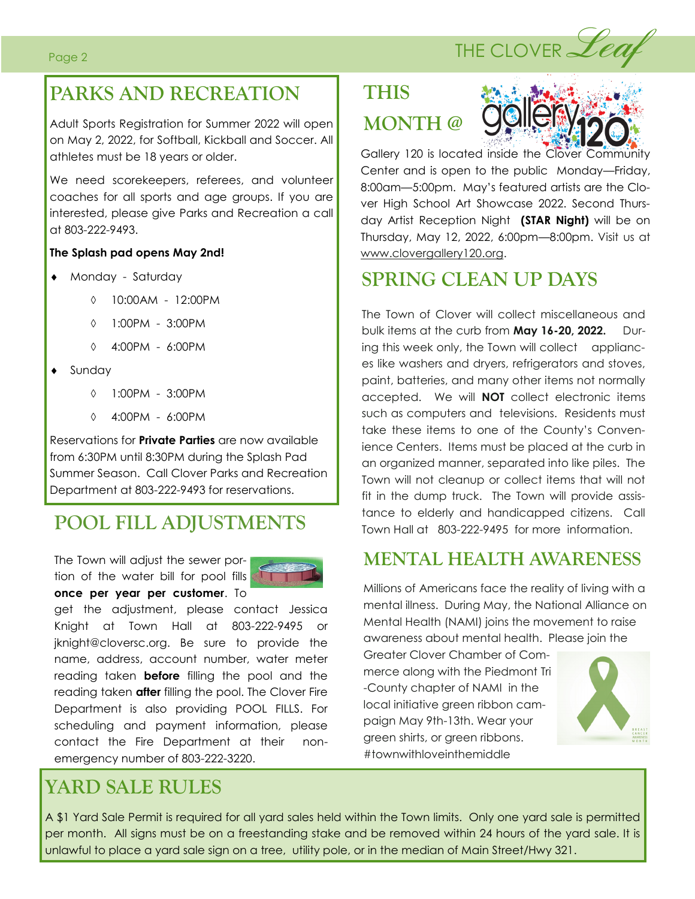## PARKS AND RECREATION

Adult Sports Registration for Summer 2022 will open on May 2, 2022, for Softball, Kickball and Soccer. All athletes must be 18 years or older.

We need scorekeepers, referees, and volunteer coaches for all sports and age groups. If you are interested, please give Parks and Recreation a call at 803-222-9493.

**The Splash pad opens May 2nd!**

- Monday - Saturday
  - 10:00AM - 12:00PM
  - 1:00PM - 3:00PM
  - 4:00PM - 6:00PM
- Sunday
  - 1:00PM - 3:00PM
  - 4:00PM - 6:00PM

Reservations for **Private Parties** are now available from 6:30PM until 8:30PM during the Splash Pad Summer Season. Call Clover Parks and Recreation Department at 803-222-9493 for reservations.

## POOL FILL ADJUSTMENTS

The Town will adjust the sewer portion of the water bill for pool fills **once per year per customer**. To get the adjustment, please contact Jessica Knight at Town Hall at 803-222-9495 or jknight@cloversc.org. Be sure to provide the name, address, account number, water meter reading taken **before** filling the pool and the reading taken **after** filling the pool. The Clover Fire Department is also providing POOL FILLS. For scheduling and payment information, please contact the Fire Department at their non-emergency number of 803-222-3220.

## THIS MONTH @ gallery 120

Gallery 120 is located inside the Clover Community Center and is open to the public Monday—Friday, 8:00am—5:00pm. May's featured artists are the Clover High School Art Showcase 2022. Second Thursday Artist Reception Night **(STAR Night)** will be on Thursday, May 12, 2022, 6:00pm—8:00pm. Visit us at www.clovergallery120.org.

## SPRING CLEAN UP DAYS

The Town of Clover will collect miscellaneous and bulk items at the curb from **May 16-20, 2022.** During this week only, the Town will collect appliances like washers and dryers, refrigerators and stoves, paint, batteries, and many other items not normally accepted. We will **NOT** collect electronic items such as computers and televisions. Residents must take these items to one of the County's Convenience Centers. Items must be placed at the curb in an organized manner, separated into like piles. The Town will not cleanup or collect items that will not fit in the dump truck. The Town will provide assistance to elderly and handicapped citizens. Call Town Hall at 803-222-9495 for more information.

## MENTAL HEALTH AWARENESS

Millions of Americans face the reality of living with a mental illness. During May, the National Alliance on Mental Health (NAMI) joins the movement to raise awareness about mental health. Please join the Greater Clover Chamber of Commerce along with the Piedmont Tri-County chapter of NAMI in the local initiative green ribbon campaign May 9th-13th. Wear your green shirts, or green ribbons. #townwithloveinthemiddle

## YARD SALE RULES

A $1 Yard Sale Permit is required for all yard sales held within the Town limits. Only one yard sale is permitted per month. All signs must be on a freestanding stake and be removed within 24 hours of the yard sale. It is unlawful to place a yard sale sign on a tree, utility pole, or in the median of Main Street/Hwy 321.